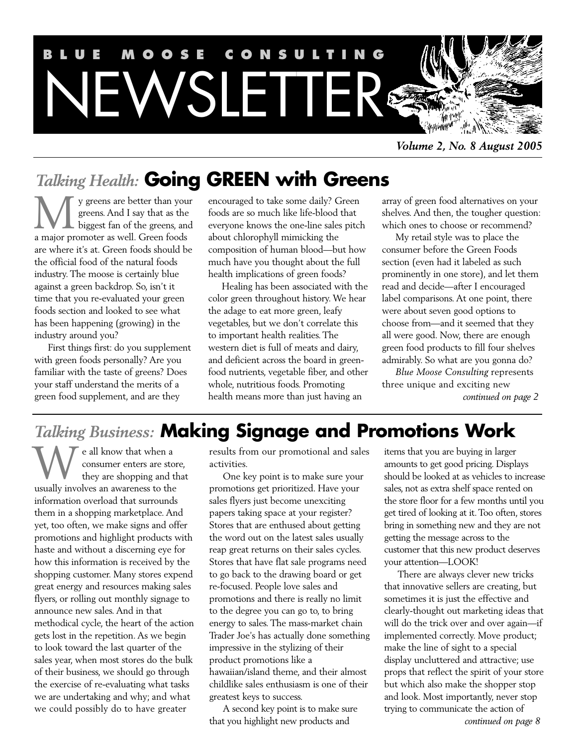# BLUE MOOSE CONSULTING NEWSLETTER

*Volume 2, No. 8 August 2005*

## *Talking Health:* Going GREEN with Greens

My greens are better than your greens. And I say that as the biggest fan of the greens, and a major promoter as well. Green foods are where it's at. Green foods should be the official food of the natural foods industry. The moose is certainly blue against a green backdrop. So, isn't it time that you re-evaluated your green foods section and looked to see what has been happening (growing) in the industry around you?

First things first: do you supplement with green foods personally? Are you familiar with the taste of greens? Does your staff understand the merits of a green food supplement, and are they encouraged to take some daily? Green foods are so much like life-blood that everyone knows the one-line sales pitch about chlorophyll mimicking the composition of human blood—but how much have you thought about the full health implications of green foods?

Healing has been associated with the color green throughout history. We hear the adage to eat more green, leafy vegetables, but we don't correlate this to important health realities. The western diet is full of meats and dairy, and deficient across the board in green-food nutrients, vegetable fiber, and other whole, nutritious foods. Promoting health means more than just having an array of green food alternatives on your shelves. And then, the tougher question: which ones to choose or recommend?

My retail style was to place the consumer before the Green Foods section (even had it labeled as such prominently in one store), and let them read and decide—after I encouraged label comparisons. At one point, there were about seven good options to choose from—and it seemed that they all were good. Now, there are enough green food products to fill four shelves admirably. So what are you gonna do?

*Blue Moose Consulting* represents three unique and exciting new

*continued on page 2*

## *Talking Business:* Making Signage and Promotions Work

We all know that when a consumer enters are store, they are shopping and that usually involves an awareness to the information overload that surrounds them in a shopping marketplace. And yet, too often, we make signs and offer promotions and highlight products with haste and without a discerning eye for how this information is received by the shopping customer. Many stores expend great energy and resources making sales flyers, or rolling out monthly signage to announce new sales. And in that methodical cycle, the heart of the action gets lost in the repetition. As we begin to look toward the last quarter of the sales year, when most stores do the bulk of their business, we should go through the exercise of re-evaluating what tasks we are undertaking and why; and what we could possibly do to have greater results from our promotional and sales activities.

One key point is to make sure your promotions get prioritized. Have your sales flyers just become unexciting papers taking space at your register? Stores that are enthused about getting the word out on the latest sales usually reap great returns on their sales cycles. Stores that have flat sale programs need to go back to the drawing board or get re-focused. People love sales and promotions and there is really no limit to the degree you can go to, to bring energy to sales. The mass-market chain Trader Joe's has actually done something impressive in the stylizing of their product promotions like a hawaiian/island theme, and their almost childlike sales enthusiasm is one of their greatest keys to success.

A second key point is to make sure that you highlight new products and items that you are buying in larger amounts to get good pricing. Displays should be looked at as vehicles to increase sales, not as extra shelf space rented on the store floor for a few months until you get tired of looking at it. Too often, stores bring in something new and they are not getting the message across to the customer that this new product deserves your attention—LOOK!

There are always clever new tricks that innovative sellers are creating, but sometimes it is just the effective and clearly-thought out marketing ideas that will do the trick over and over again—if implemented correctly. Move product; make the line of sight to a special display uncluttered and attractive; use props that reflect the spirit of your store but which also make the shopper stop and look. Most importantly, never stop trying to communicate the action of

*continued on page 8*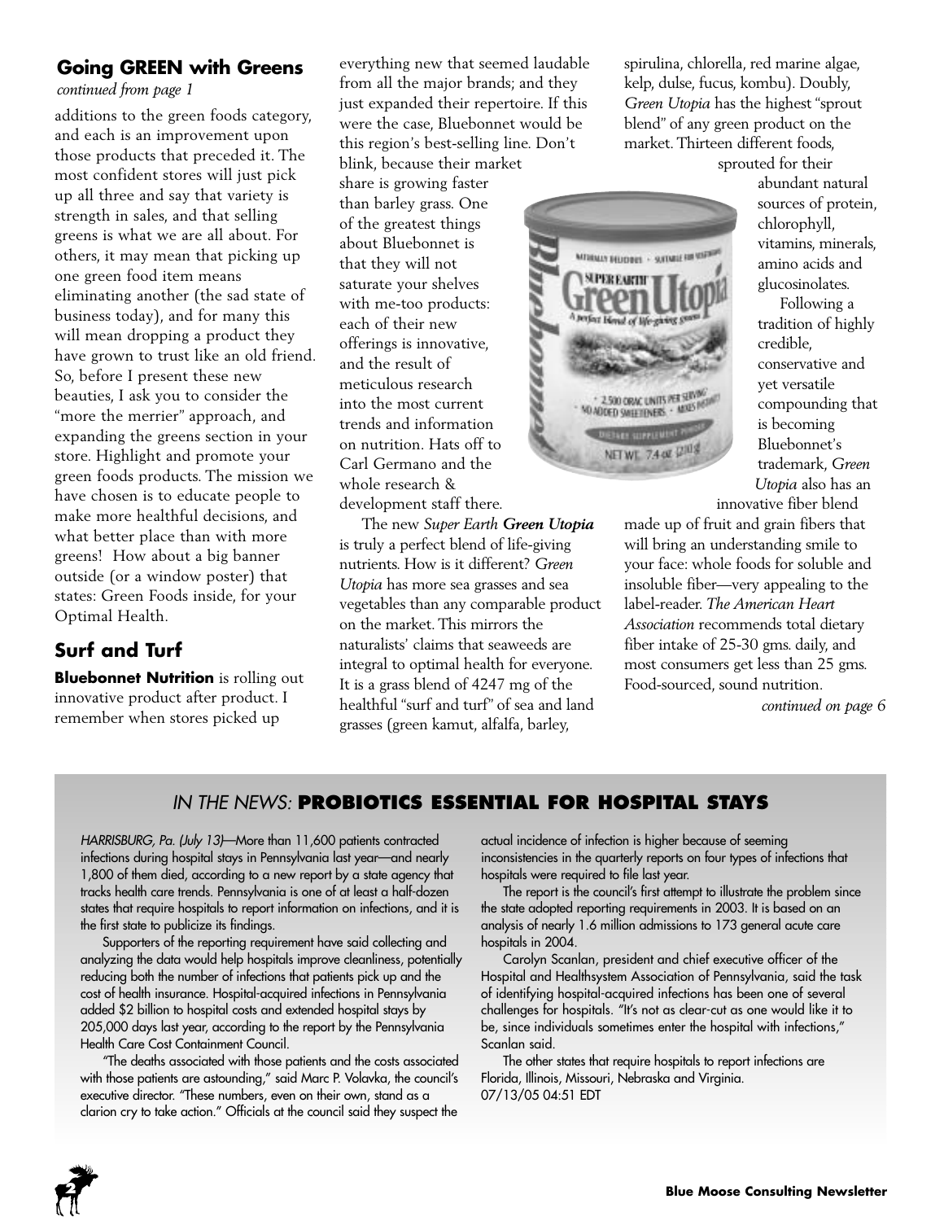## Going GREEN with Greens

*continued from page 1*

additions to the green foods category, and each is an improvement upon those products that preceded it. The most confident stores will just pick up all three and say that variety is strength in sales, and that selling greens is what we are all about. For others, it may mean that picking up one green food item means eliminating another (the sad state of business today), and for many this will mean dropping a product they have grown to trust like an old friend. So, before I present these new beauties, I ask you to consider the "more the merrier" approach, and expanding the greens section in your store. Highlight and promote your green foods products. The mission we have chosen is to educate people to make more healthful decisions, and what better place than with more greens! How about a big banner outside (or a window poster) that states: Green Foods inside, for your Optimal Health.

## Surf and Turf

**Bluebonnet Nutrition** is rolling out innovative product after product. I remember when stores picked up everything new that seemed laudable from all the major brands; and they just expanded their repertoire. If this were the case, Bluebonnet would be this region's best-selling line. Don't blink, because their market share is growing faster than barley grass. One of the greatest things about Bluebonnet is that they will not saturate your shelves with me-too products: each of their new offerings is innovative, and the result of meticulous research into the most current trends and information on nutrition. Hats off to Carl Germano and the whole research & development staff there.

The new *Super Earth **Green Utopia*** is truly a perfect blend of life-giving nutrients. How is it different? *Green Utopia* has more sea grasses and sea vegetables than any comparable product on the market. This mirrors the naturalists' claims that seaweeds are integral to optimal health for everyone. It is a grass blend of 4247 mg of the healthful "surf and turf" of sea and land grasses (green kamut, alfalfa, barley, spirulina, chlorella, red marine algae, kelp, dulse, fucus, kombu). Doubly, *Green Utopia* has the highest "sprout blend" of any green product on the market. Thirteen different foods, sprouted for their abundant natural sources of protein, chlorophyll, vitamins, minerals, amino acids and glucosinolates.

Following a tradition of highly credible, conservative and yet versatile compounding that is becoming Bluebonnet's trademark, *Green Utopia* also has an innovative fiber blend made up of fruit and grain fibers that will bring an understanding smile to your face: whole foods for soluble and insoluble fiber—very appealing to the label-reader. *The American Heart Association* recommends total dietary fiber intake of 25-30 gms. daily, and most consumers get less than 25 gms. Food-sourced, sound nutrition.

*continued on page 6*

## IN THE NEWS: PROBIOTICS ESSENTIAL FOR HOSPITAL STAYS

*HARRISBURG, Pa. (July 13)*—More than 11,600 patients contracted infections during hospital stays in Pennsylvania last year—and nearly 1,800 of them died, according to a new report by a state agency that tracks health care trends. Pennsylvania is one of at least a half-dozen states that require hospitals to report information on infections, and it is the first state to publicize its findings.

Supporters of the reporting requirement have said collecting and analyzing the data would help hospitals improve cleanliness, potentially reducing both the number of infections that patients pick up and the cost of health insurance. Hospital-acquired infections in Pennsylvania added $2 billion to hospital costs and extended hospital stays by 205,000 days last year, according to the report by the Pennsylvania Health Care Cost Containment Council.

"The deaths associated with those patients and the costs associated with those patients are astounding," said Marc P. Volavka, the council's executive director. "These numbers, even on their own, stand as a clarion cry to take action." Officials at the council said they suspect the actual incidence of infection is higher because of seeming inconsistencies in the quarterly reports on four types of infections that hospitals were required to file last year.

The report is the council's first attempt to illustrate the problem since the state adopted reporting requirements in 2003. It is based on an analysis of nearly 1.6 million admissions to 173 general acute care hospitals in 2004.

Carolyn Scanlan, president and chief executive officer of the Hospital and Healthsystem Association of Pennsylvania, said the task of identifying hospital-acquired infections has been one of several challenges for hospitals. "It's not as clear-cut as one would like it to be, since individuals sometimes enter the hospital with infections," Scanlan said.

The other states that require hospitals to report infections are Florida, Illinois, Missouri, Nebraska and Virginia.
07/13/05 04:51 EDT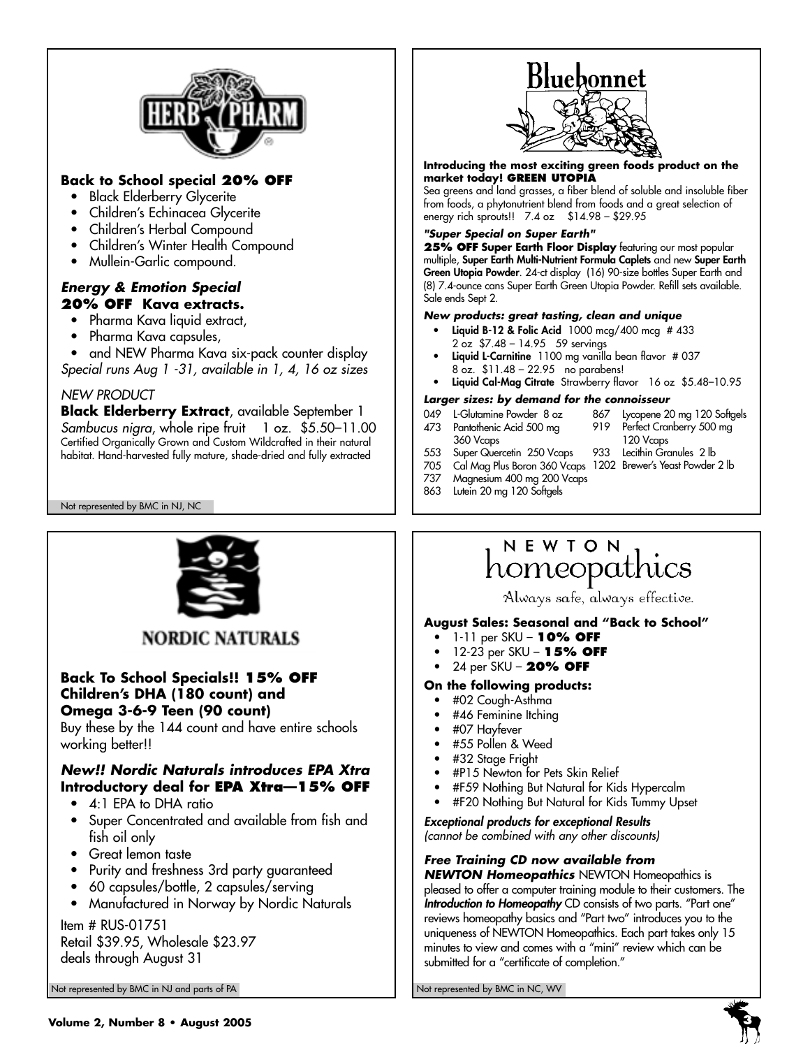## HERB PHARM

**Back to School special 20% OFF**

- Black Elderberry Glycerite
- Children's Echinacea Glycerite
- Children's Herbal Compound
- Children's Winter Health Compound
- Mullein-Garlic compound.

***Energy & Emotion Special***
**20% OFF Kava extracts.**

- Pharma Kava liquid extract,
- Pharma Kava capsules,
- and NEW Pharma Kava six-pack counter display

*Special runs Aug 1 -31, available in 1, 4, 16 oz sizes*

*NEW PRODUCT*

**Black Elderberry Extract**, available September 1
*Sambucus nigra*, whole ripe fruit 1 oz. $5.50–11.00
Certified Organically Grown and Custom Wildcrafted in their natural habitat. Hand-harvested fully mature, shade-dried and fully extracted

Not represented by BMC in NJ, NC

## Bluebonnet

**Introducing the most exciting green foods product on the market today! GREEN UTOPIA**
Sea greens and land grasses, a fiber blend of soluble and insoluble fiber from foods, a phytonutrient blend from foods and a great selection of energy rich sprouts!! 7.4 oz $14.98 – $29.95

***"Super Special on Super Earth"***
**25% OFF Super Earth Floor Display** featuring our most popular multiple, **Super Earth Multi-Nutrient Formula Caplets** and new **Super Earth Green Utopia Powder**. 24-ct display (16) 90-size bottles Super Earth and (8) 7.4-ounce cans Super Earth Green Utopia Powder. Refill sets available. Sale ends Sept 2.

***New products: great tasting, clean and unique***

- **Liquid B-12 & Folic Acid** 1000 mcg/400 mcg # 433
  2 oz $7.48 – 14.95 59 servings
- **Liquid L-Carnitine** 1100 mg vanilla bean flavor # 037
  8 oz. $11.48 – 22.95 no parabens!
- **Liquid Cal-Mag Citrate** Strawberry flavor 16 oz $5.48–10.95

***Larger sizes: by demand for the connoisseur***

- 049 L-Glutamine Powder 8 oz
- 473 Pantothenic Acid 500 mg 360 Vcaps
- 553 Super Quercetin 250 Vcaps
- 705 Cal Mag Plus Boron 360 Vcaps
- 737 Magnesium 400 mg 200 Vcaps
- 863 Lutein 20 mg 120 Softgels
- 867 Lycopene 20 mg 120 Softgels
- 919 Perfect Cranberry 500 mg 120 Vcaps
- 933 Lecithin Granules 2 lb
- 1202 Brewer's Yeast Powder 2 lb

## NORDIC NATURALS

**Back To School Specials!! 15% OFF Children's DHA (180 count) and Omega 3-6-9 Teen (90 count)**
Buy these by the 144 count and have entire schools working better!!

***New!! Nordic Naturals introduces EPA Xtra***
**Introductory deal for EPA Xtra—15% OFF**

- 4:1 EPA to DHA ratio
- Super Concentrated and available from fish and fish oil only
- Great lemon taste
- Purity and freshness 3rd party guaranteed
- 60 capsules/bottle, 2 capsules/serving
- Manufactured in Norway by Nordic Naturals

Item # RUS-01751
Retail $39.95, Wholesale $23.97
deals through August 31

Not represented by BMC in NJ and parts of PA

## NEWTON homeopathics

Always safe, always effective.

**August Sales: Seasonal and "Back to School"**

- 1-11 per SKU – **10% OFF**
- 12-23 per SKU – **15% OFF**
- 24 per SKU – **20% OFF**

**On the following products:**

- #02 Cough-Asthma
- #46 Feminine Itching
- #07 Hayfever
- #55 Pollen & Weed
- #32 Stage Fright
- #P15 Newton for Pets Skin Relief
- #F59 Nothing But Natural for Kids Hypercalm
- #F20 Nothing But Natural for Kids Tummy Upset

***Exceptional products for exceptional Results***
*(cannot be combined with any other discounts)*

***Free Training CD now available from NEWTON Homeopathics*** NEWTON Homeopathics is pleased to offer a computer training module to their customers. The ***Introduction to Homeopathy*** CD consists of two parts. "Part one" reviews homeopathy basics and "Part two" introduces you to the uniqueness of NEWTON Homeopathics. Each part takes only 15 minutes to view and comes with a "mini" review which can be submitted for a "certificate of completion."

Not represented by BMC in NC, WV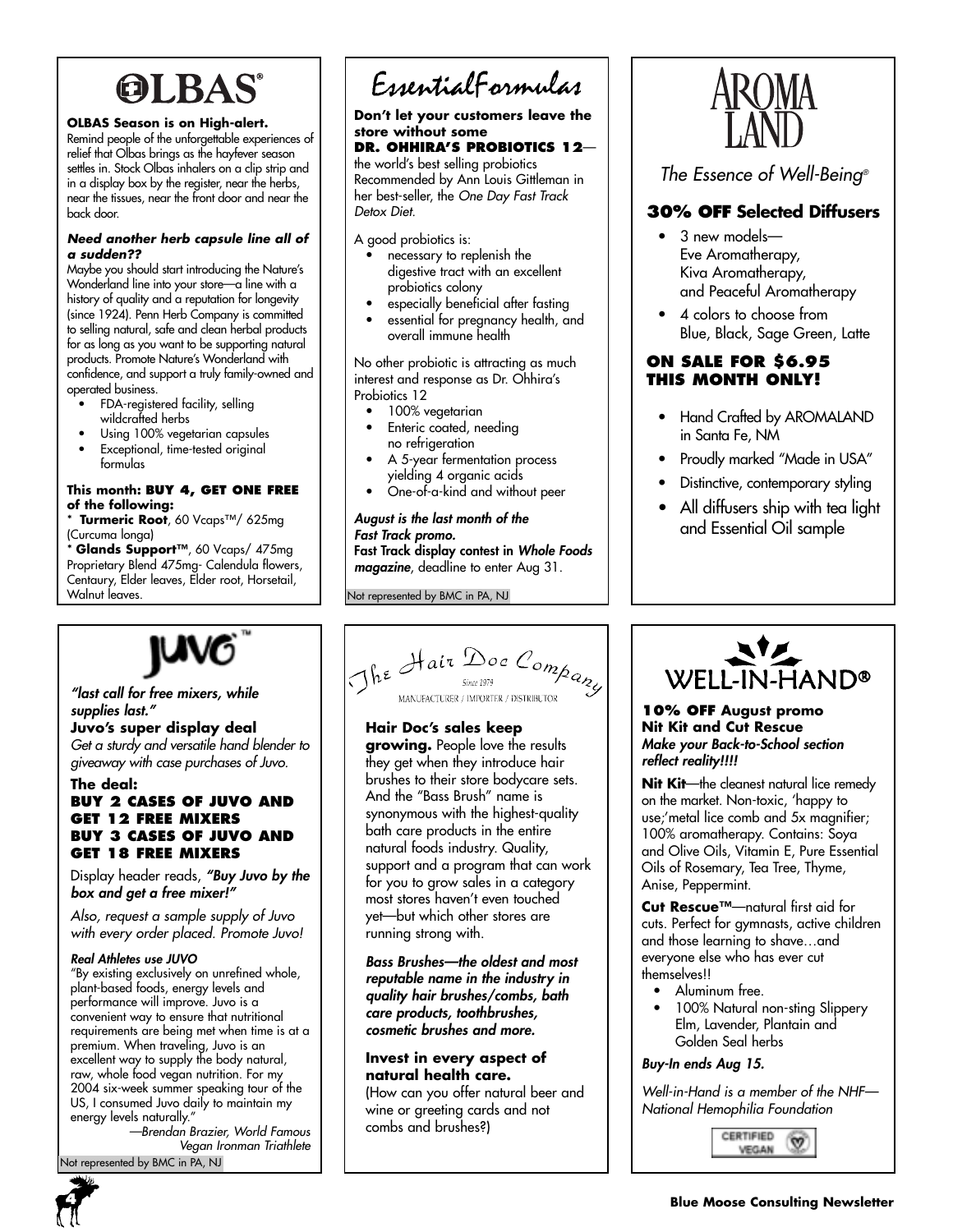# OLBAS®

**OLBAS Season is on High-alert.**
Remind people of the unforgettable experiences of relief that Olbas brings as the hayfever season settles in. Stock Olbas inhalers on a clip strip and in a display box by the register, near the herbs, near the tissues, near the front door and near the back door.

***Need another herb capsule line all of a sudden??***
Maybe you should start introducing the Nature's Wonderland line into your store—a line with a history of quality and a reputation for longevity (since 1924). Penn Herb Company is committed to selling natural, safe and clean herbal products for as long as you want to be supporting natural products. Promote Nature's Wonderland with confidence, and support a truly family-owned and operated business.

- FDA-registered facility, selling wildcrafted herbs
- Using 100% vegetarian capsules
- Exceptional, time-tested original formulas

**This month: BUY 4, GET ONE FREE of the following:**
* **Turmeric Root**, 60 Vcaps™/ 625mg (Curcuma longa)
* **Glands Support™**, 60 Vcaps/ 475mg Proprietary Blend 475mg- Calendula flowers, Centaury, Elder leaves, Elder root, Horsetail, Walnut leaves.

# EssentialFormulas

**Don't let your customers leave the store without some DR. OHHIRA'S PROBIOTICS 12**—the world's best selling probiotics Recommended by Ann Louis Gittleman in her best-seller, the *One Day Fast Track Detox Diet.*

A good probiotics is:

- necessary to replenish the digestive tract with an excellent probiotics colony
- especially beneficial after fasting
- essential for pregnancy health, and overall immune health

No other probiotic is attracting as much interest and response as Dr. Ohhira's Probiotics 12

- 100% vegetarian
- Enteric coated, needing no refrigeration
- A 5-year fermentation process yielding 4 organic acids
- One-of-a-kind and without peer

***August is the last month of the Fast Track promo.***
**Fast Track display contest in *Whole Foods magazine*,** deadline to enter Aug 31.

Not represented by BMC in PA, NJ

# AROMA LAND

*The Essence of Well-Being®*

**30% OFF Selected Diffusers**

- 3 new models— Eve Aromatherapy, Kiva Aromatherapy, and Peaceful Aromatherapy
- 4 colors to choose from Blue, Black, Sage Green, Latte

**ON SALE FOR $6.95 THIS MONTH ONLY!**

- Hand Crafted by AROMALAND in Santa Fe, NM
- Proudly marked "Made in USA"
- Distinctive, contemporary styling
- All diffusers ship with tea light and Essential Oil sample

# JUVO™

***"last call for free mixers, while supplies last."***

**Juvo's super display deal**
*Get a sturdy and versatile hand blender to giveaway with case purchases of Juvo.*

**The deal:**
**BUY 2 CASES OF JUVO AND GET 12 FREE MIXERS**
**BUY 3 CASES OF JUVO AND GET 18 FREE MIXERS**

Display header reads, ***"Buy Juvo by the box and get a free mixer!"***

*Also, request a sample supply of Juvo with every order placed. Promote Juvo!*

***Real Athletes use JUVO***
"By existing exclusively on unrefined whole, plant-based foods, energy levels and performance will improve. Juvo is a convenient way to ensure that nutritional requirements are being met when time is at a premium. When traveling, Juvo is an excellent way to supply the body natural, raw, whole food vegan nutrition. For my 2004 six-week summer speaking tour of the US, I consumed Juvo daily to maintain my energy levels naturally."

*—Brendan Brazier, World Famous Vegan Ironman Triathlete*

Not represented by BMC in PA, NJ

# The Hair Doc Company

Since 1979
MANUFACTURER / IMPORTER / DISTRIBUTOR

**Hair Doc's sales keep growing.** People love the results they get when they introduce hair brushes to their store bodycare sets. And the "Bass Brush" name is synonymous with the highest-quality bath care products in the entire natural foods industry. Quality, support and a program that can work for you to grow sales in a category most stores haven't even touched yet—but which other stores are running strong with.

***Bass Brushes—the oldest and most reputable name in the industry in quality hair brushes/combs, bath care products, toothbrushes, cosmetic brushes and more.***

**Invest in every aspect of natural health care.**
(How can you offer natural beer and wine or greeting cards and not combs and brushes?)

# WELL-IN-HAND®

**10% OFF August promo**
**Nit Kit and Cut Rescue**
***Make your Back-to-School section reflect reality!!!!***

**Nit Kit**—the cleanest natural lice remedy on the market. Non-toxic, 'happy to use;'metal lice comb and 5x magnifier; 100% aromatherapy. Contains: Soya and Olive Oils, Vitamin E, Pure Essential Oils of Rosemary, Tea Tree, Thyme, Anise, Peppermint.

**Cut Rescue™**—natural first aid for cuts. Perfect for gymnasts, active children and those learning to shave…and everyone else who has ever cut themselves!!

- Aluminum free.
- 100% Natural non-sting Slippery Elm, Lavender, Plantain and Golden Seal herbs

***Buy-In ends Aug 15.***

*Well-in-Hand is a member of the NHF—National Hemophilia Foundation*

CERTIFIED VEGAN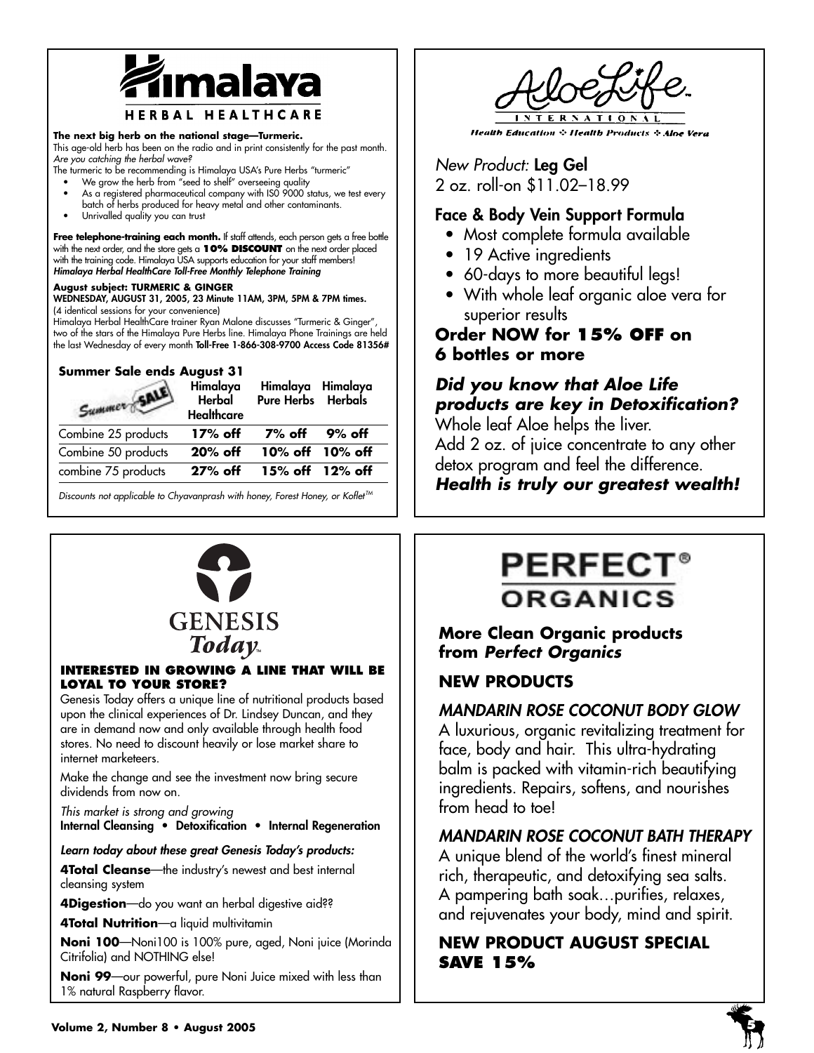# Himalaya

## HERBAL HEALTHCARE

**The next big herb on the national stage—Turmeric.**
This age-old herb has been on the radio and in print consistently for the past month. *Are you catching the herbal wave?*
The turmeric to be recommending is Himalaya USA's Pure Herbs "turmeric"

- We grow the herb from "seed to shelf" overseeing quality
- As a registered pharmaceutical company with IS0 9000 status, we test every batch of herbs produced for heavy metal and other contaminants.
- Unrivalled quality you can trust

**Free telephone-training each month.** If staff attends, each person gets a free bottle with the next order, and the store gets a **10% DISCOUNT** on the next order placed with the training code. Himalaya USA supports education for your staff members!
***Himalaya Herbal HealthCare Toll-Free Monthly Telephone Training***

**August subject: TURMERIC & GINGER**
**WEDNESDAY, AUGUST 31, 2005, 23 Minute 11AM, 3PM, 5PM & 7PM times.**
(4 identical sessions for your convenience)
Himalaya Herbal HealthCare trainer Ryan Malone discusses "Turmeric & Ginger", two of the stars of the Himalaya Pure Herbs line. Himalaya Phone Trainings are held the last Wednesday of every month **Toll-Free 1-866-308-9700 Access Code 81356#**

**Summer Sale ends August 31**

| Summer SALE | Himalaya Herbal Healthcare | Himalaya Pure Herbs | Himalaya Herbals |
|---|---|---|---|
| Combine 25 products | **17% off** | **7% off** | **9% off** |
| Combine 50 products | **20% off** | **10% off** | **10% off** |
| combine 75 products | **27% off** | **15% off** | **12% off** |

*Discounts not applicable to Chyavanprash with honey, Forest Honey, or Koflet™*

# AloeLife INTERNATIONAL

*Health Education ✧ Health Products ✧ Aloe Vera*

*New Product:* **Leg Gel**
2 oz. roll-on $11.02–18.99

**Face & Body Vein Support Formula**

- Most complete formula available
- 19 Active ingredients
- 60-days to more beautiful legs!
- With whole leaf organic aloe vera for superior results

**Order NOW for 15% OFF on 6 bottles or more**

***Did you know that Aloe Life products are key in Detoxification?***
Whole leaf Aloe helps the liver.
Add 2 oz. of juice concentrate to any other detox program and feel the difference.
***Health is truly our greatest wealth!***

# GENESIS Today™

**INTERESTED IN GROWING A LINE THAT WILL BE LOYAL TO YOUR STORE?**

Genesis Today offers a unique line of nutritional products based upon the clinical experiences of Dr. Lindsey Duncan, and they are in demand now and only available through health food stores. No need to discount heavily or lose market share to internet marketeers.

Make the change and see the investment now bring secure dividends from now on.

*This market is strong and growing*
**Internal Cleansing • Detoxification • Internal Regeneration**

***Learn today about these great Genesis Today's products:***

**4Total Cleanse**—the industry's newest and best internal cleansing system

**4Digestion**—do you want an herbal digestive aid??

**4Total Nutrition**—a liquid multivitamin

**Noni 100**—Noni100 is 100% pure, aged, Noni juice (Morinda Citrifolia) and NOTHING else!

**Noni 99**—our powerful, pure Noni Juice mixed with less than 1% natural Raspberry flavor.

# PERFECT® ORGANICS

**More Clean Organic products from *Perfect Organics***

**NEW PRODUCTS**

***MANDARIN ROSE COCONUT BODY GLOW***
A luxurious, organic revitalizing treatment for face, body and hair. This ultra-hydrating balm is packed with vitamin-rich beautifying ingredients. Repairs, softens, and nourishes from head to toe!

***MANDARIN ROSE COCONUT BATH THERAPY***
A unique blend of the world's finest mineral rich, therapeutic, and detoxifying sea salts. A pampering bath soak…purifies, relaxes, and rejuvenates your body, mind and spirit.

**NEW PRODUCT AUGUST SPECIAL SAVE 15%**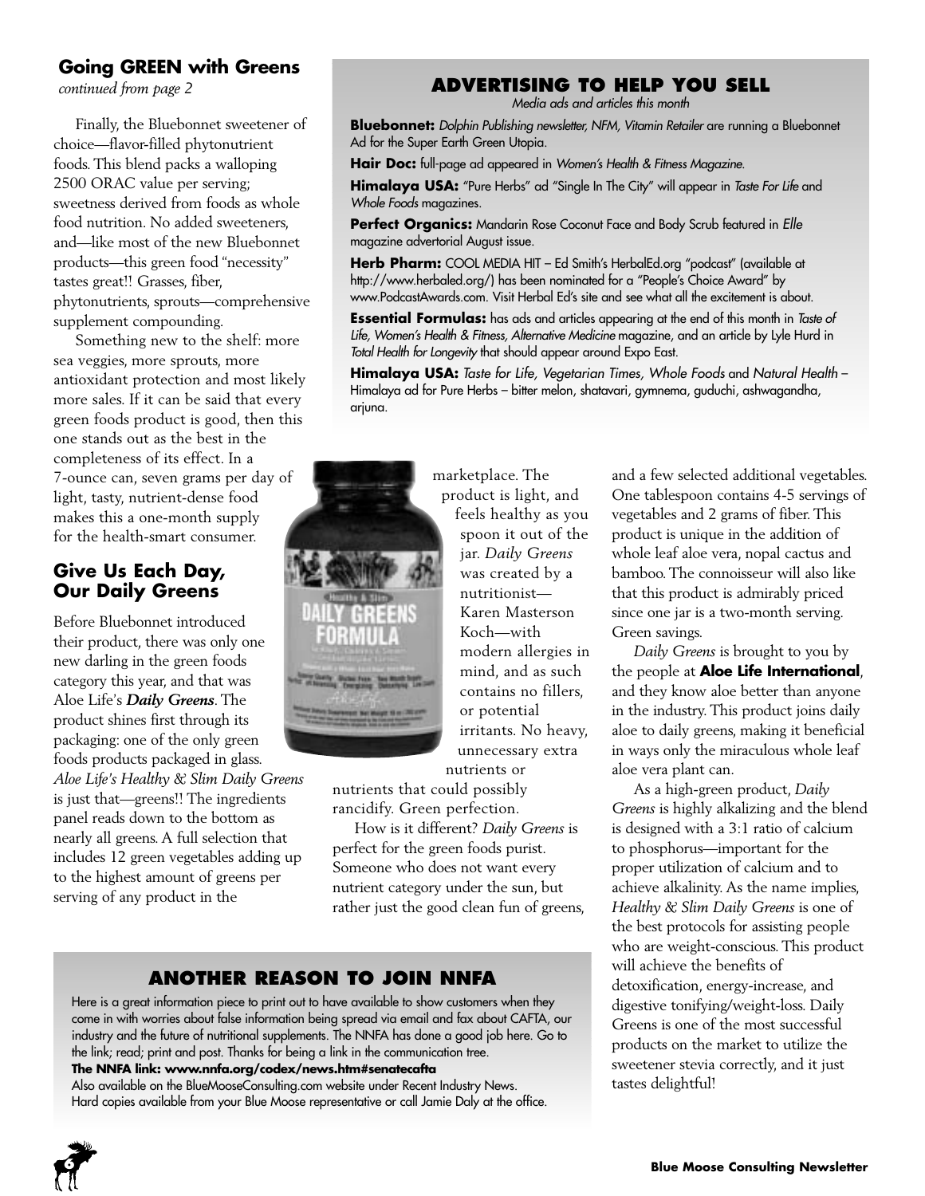## Going GREEN with Greens

*continued from page 2*

Finally, the Bluebonnet sweetener of choice—flavor-filled phytonutrient foods. This blend packs a walloping 2500 ORAC value per serving; sweetness derived from foods as whole food nutrition. No added sweeteners, and—like most of the new Bluebonnet products—this green food "necessity" tastes great!! Grasses, fiber, phytonutrients, sprouts—comprehensive supplement compounding.

Something new to the shelf: more sea veggies, more sprouts, more antioxidant protection and most likely more sales. If it can be said that every green foods product is good, then this one stands out as the best in the completeness of its effect. In a 7-ounce can, seven grams per day of light, tasty, nutrient-dense food makes this a one-month supply for the health-smart consumer.

## Give Us Each Day, Our Daily Greens

Before Bluebonnet introduced their product, there was only one new darling in the green foods category this year, and that was Aloe Life's ***Daily Greens***. The product shines first through its packaging: one of the only green foods products packaged in glass. *Aloe Life's Healthy & Slim Daily Greens* is just that—greens!! The ingredients panel reads down to the bottom as nearly all greens. A full selection that includes 12 green vegetables adding up to the highest amount of greens per serving of any product in the marketplace. The product is light, and feels healthy as you spoon it out of the jar. *Daily Greens* was created by a nutritionist—Karen Masterson Koch—with modern allergies in mind, and as such contains no fillers, or potential irritants. No heavy, unnecessary extra nutrients or nutrients that could possibly rancidify. Green perfection.

How is it different? *Daily Greens* is perfect for the green foods purist. Someone who does not want every nutrient category under the sun, but rather just the good clean fun of greens, and a few selected additional vegetables. One tablespoon contains 4-5 servings of vegetables and 2 grams of fiber. This product is unique in the addition of whole leaf aloe vera, nopal cactus and bamboo. The connoisseur will also like that this product is admirably priced since one jar is a two-month serving. Green savings.

*Daily Greens* is brought to you by the people at **Aloe Life International**, and they know aloe better than anyone in the industry. This product joins daily aloe to daily greens, making it beneficial in ways only the miraculous whole leaf aloe vera plant can.

As a high-green product, *Daily Greens* is highly alkalizing and the blend is designed with a 3:1 ratio of calcium to phosphorus—important for the proper utilization of calcium and to achieve alkalinity. As the name implies, *Healthy & Slim Daily Greens* is one of the best protocols for assisting people who are weight-conscious. This product will achieve the benefits of detoxification, energy-increase, and digestive tonifying/weight-loss. Daily Greens is one of the most successful products on the market to utilize the sweetener stevia correctly, and it just tastes delightful!

## ADVERTISING TO HELP YOU SELL

*Media ads and articles this month*

**Bluebonnet:** *Dolphin Publishing newsletter, NFM, Vitamin Retailer* are running a Bluebonnet Ad for the Super Earth Green Utopia.

**Hair Doc:** full-page ad appeared in *Women's Health & Fitness Magazine*.

**Himalaya USA:** "Pure Herbs" ad "Single In The City" will appear in *Taste For Life* and *Whole Foods* magazines.

**Perfect Organics:** Mandarin Rose Coconut Face and Body Scrub featured in *Elle* magazine advertorial August issue.

**Herb Pharm:** COOL MEDIA HIT – Ed Smith's HerbalEd.org "podcast" (available at http://www.herbaled.org/) has been nominated for a "People's Choice Award" by www.PodcastAwards.com. Visit Herbal Ed's site and see what all the excitement is about.

**Essential Formulas:** has ads and articles appearing at the end of this month in *Taste of Life, Women's Health & Fitness, Alternative Medicine* magazine, and an article by Lyle Hurd in *Total Health for Longevity* that should appear around Expo East.

**Himalaya USA:** *Taste for Life, Vegetarian Times, Whole Foods* and *Natural Health* – Himalaya ad for Pure Herbs – bitter melon, shatavari, gymnema, guduchi, ashwagandha, arjuna.

## ANOTHER REASON TO JOIN NNFA

Here is a great information piece to print out to have available to show customers when they come in with worries about false information being spread via email and fax about CAFTA, our industry and the future of nutritional supplements. The NNFA has done a good job here. Go to the link; read; print and post. Thanks for being a link in the communication tree.

**The NNFA link: www.nnfa.org/codex/news.htm#senatecafta**

Also available on the BlueMooseConsulting.com website under Recent Industry News.
Hard copies available from your Blue Moose representative or call Jamie Daly at the office.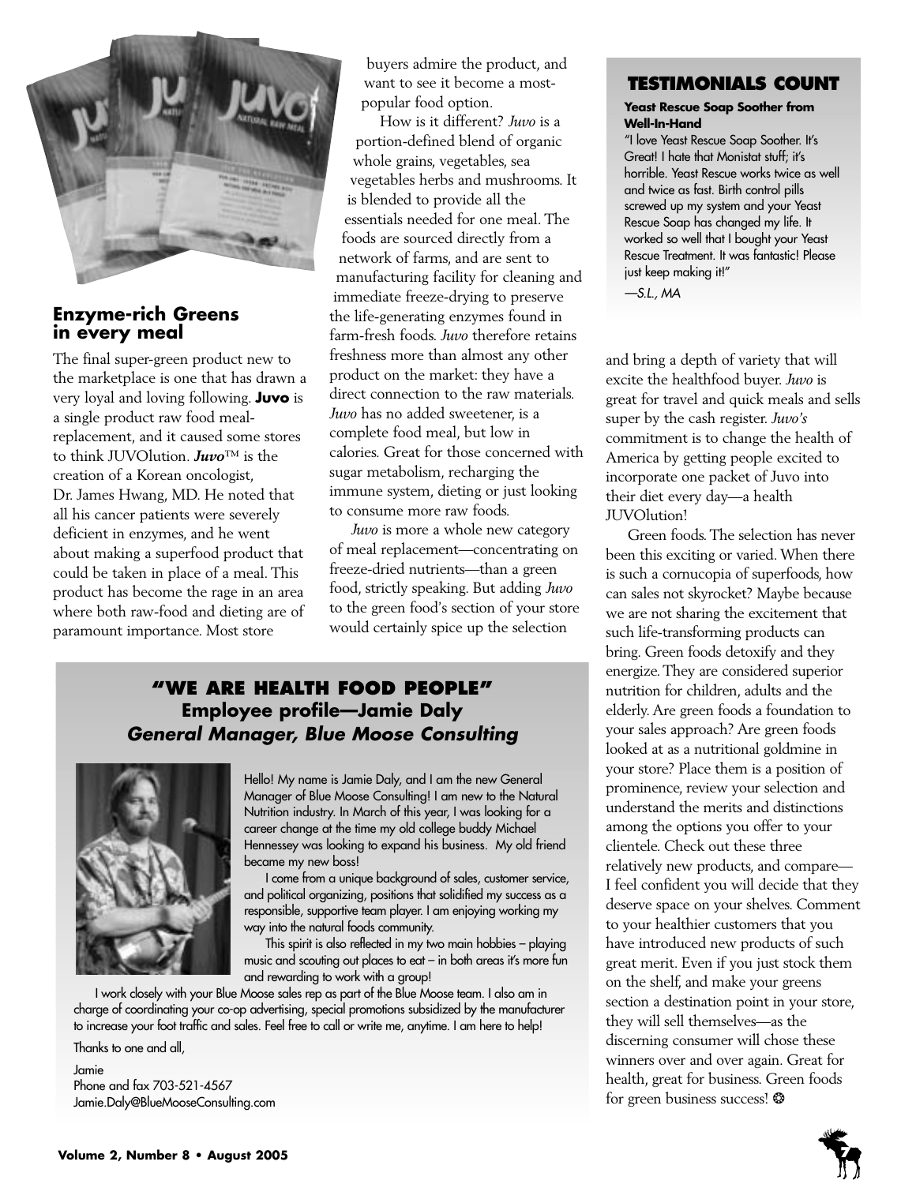## Enzyme-rich Greens in every meal

The final super-green product new to the marketplace is one that has drawn a very loyal and loving following. **Juvo** is a single product raw food meal-replacement, and it caused some stores to think JUVOlution. ***Juvo***™ is the creation of a Korean oncologist, Dr. James Hwang, MD. He noted that all his cancer patients were severely deficient in enzymes, and he went about making a superfood product that could be taken in place of a meal. This product has become the rage in an area where both raw-food and dieting are of paramount importance. Most store buyers admire the product, and want to see it become a most-popular food option.

How is it different? *Juvo* is a portion-defined blend of organic whole grains, vegetables, sea vegetables herbs and mushrooms. It is blended to provide all the essentials needed for one meal. The foods are sourced directly from a network of farms, and are sent to manufacturing facility for cleaning and immediate freeze-drying to preserve the life-generating enzymes found in farm-fresh foods. *Juvo* therefore retains freshness more than almost any other product on the market: they have a direct connection to the raw materials. *Juvo* has no added sweetener, is a complete food meal, but low in calories. Great for those concerned with sugar metabolism, recharging the immune system, dieting or just looking to consume more raw foods.

*Juvo* is more a whole new category of meal replacement—concentrating on freeze-dried nutrients—than a green food, strictly speaking. But adding *Juvo* to the green food's section of your store would certainly spice up the selection and bring a depth of variety that will excite the healthfood buyer. *Juvo* is great for travel and quick meals and sells super by the cash register. *Juvo's* commitment is to change the health of America by getting people excited to incorporate one packet of Juvo into their diet every day—a health JUVOlution!

Green foods. The selection has never been this exciting or varied. When there is such a cornucopia of superfoods, how can sales not skyrocket? Maybe because we are not sharing the excitement that such life-transforming products can bring. Green foods detoxify and they energize. They are considered superior nutrition for children, adults and the elderly. Are green foods a foundation to your sales approach? Are green foods looked at as a nutritional goldmine in your store? Place them is a position of prominence, review your selection and understand the merits and distinctions among the options you offer to your clientele. Check out these three relatively new products, and compare—I feel confident you will decide that they deserve space on your shelves. Comment to your healthier customers that you have introduced new products of such great merit. Even if you just stock them on the shelf, and make your greens section a destination point in your store, they will sell themselves—as the discerning consumer will chose these winners over and over again. Great for health, great for business. Green foods for green business success! ❂

## TESTIMONIALS COUNT

**Yeast Rescue Soap Soother from Well-In-Hand**

"I love Yeast Rescue Soap Soother. It's Great! I hate that Monistat stuff; it's horrible. Yeast Rescue works twice as well and twice as fast. Birth control pills screwed up my system and your Yeast Rescue Soap has changed my life. It worked so well that I bought your Yeast Rescue Treatment. It was fantastic! Please just keep making it!"

*—S.L., MA*

## "WE ARE HEALTH FOOD PEOPLE"

### Employee profile—Jamie Daly

### *General Manager, Blue Moose Consulting*

Hello! My name is Jamie Daly, and I am the new General Manager of Blue Moose Consulting! I am new to the Natural Nutrition industry. In March of this year, I was looking for a career change at the time my old college buddy Michael Hennessey was looking to expand his business. My old friend became my new boss!

I come from a unique background of sales, customer service, and political organizing, positions that solidified my success as a responsible, supportive team player. I am enjoying working my way into the natural foods community.

This spirit is also reflected in my two main hobbies – playing music and scouting out places to eat – in both areas it's more fun and rewarding to work with a group!

I work closely with your Blue Moose sales rep as part of the Blue Moose team. I also am in charge of coordinating your co-op advertising, special promotions subsidized by the manufacturer to increase your foot traffic and sales. Feel free to call or write me, anytime. I am here to help!

Thanks to one and all,

Jamie
Phone and fax 703-521-4567
Jamie.Daly@BlueMooseConsulting.com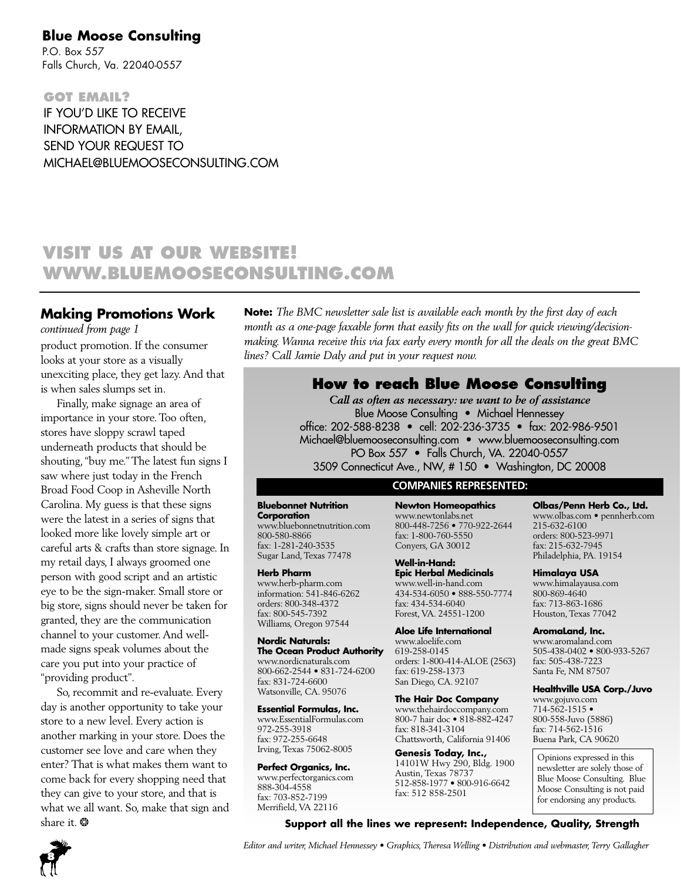**Blue Moose Consulting**
P.O. Box 557
Falls Church, Va. 22040-0557

**GOT EMAIL?**
IF YOU'D LIKE TO RECEIVE
INFORMATION BY EMAIL,
SEND YOUR REQUEST TO
MICHAEL@BLUEMOOSECONSULTING.COM

**VISIT US AT OUR WEBSITE!**
**WWW.BLUEMOOSECONSULTING.COM**

## Making Promotions Work

*continued from page 1*

product promotion. If the consumer looks at your store as a visually unexciting place, they get lazy. And that is when sales slumps set in.

Finally, make signage an area of importance in your store. Too often, stores have sloppy scrawl taped underneath products that should be shouting, "buy me." The latest fun signs I saw where just today in the French Broad Food Coop in Asheville North Carolina. My guess is that these signs were the latest in a series of signs that looked more like lovely simple art or careful arts & crafts than store signage. In my retail days, I always groomed one person with good script and an artistic eye to be the sign-maker. Small store or big store, signs should never be taken for granted, they are the communication channel to your customer. And well-made signs speak volumes about the care you put into your practice of "providing product".

So, recommit and re-evaluate. Every day is another opportunity to take your store to a new level. Every action is another marking in your store. Does the customer see love and care when they enter? That is what makes them want to come back for every shopping need that they can give to your store, and that is what we all want. So, make that sign and share it. ❂

**Note:** *The BMC newsletter sale list is available each month by the first day of each month as a one-page faxable form that easily fits on the wall for quick viewing/decision-making. Wanna receive this via fax early every month for all the deals on the great BMC lines? Call Jamie Daly and put in your request now.*

## How to reach Blue Moose Consulting

***Call as often as necessary: we want to be of assistance***
Blue Moose Consulting • Michael Hennessey
office: 202-588-8238 • cell: 202-236-3735 • fax: 202-986-9501
Michael@bluemooseconsulting.com • www.bluemooseconsulting.com
PO Box 557 • Falls Church, VA. 22040-0557
3509 Connecticut Ave., NW, # 150 • Washington, DC 20008

### COMPANIES REPRESENTED:

**Bluebonnet Nutrition Corporation**
www.bluebonnetnutrition.com
800-580-8866
fax: 1-281-240-3535
Sugar Land, Texas 77478

**Herb Pharm**
www.herb-pharm.com
information: 541-846-6262
orders: 800-348-4372
fax: 800-545-7392
Williams, Oregon 97544

**Nordic Naturals: The Ocean Product Authority**
www.nordicnaturals.com
800-662-2544 • 831-724-6200
fax: 831-724-6600
Watsonville, CA. 95076

**Essential Formulas, Inc.**
www.EssentialFormulas.com
972-255-3918
fax: 972-255-6648
Irving, Texas 75062-8005

**Perfect Organics, Inc.**
www.perfectorganics.com
888-304-4558
fax: 703-852-7199
Merrifield, VA 22116

**Newton Homeopathics**
www.newtonlabs.net
800-448-7256 • 770-922-2644
fax: 1-800-760-5550
Conyers, GA 30012

**Well-in-Hand: Epic Herbal Medicinals**
www.well-in-hand.com
434-534-6050 • 888-550-7774
fax: 434-534-6040
Forest, VA. 24551-1200

**Aloe Life International**
www.aloelife.com
619-258-0145
orders: 1-800-414-ALOE (2563)
fax: 619-258-1373
San Diego, CA. 92107

**The Hair Doc Company**
www.thehairdoccompany.com
800-7 hair doc • 818-882-4247
fax: 818-341-3104
Chattsworth, California 91406

**Genesis Today, Inc.,**
14101W Hwy 290, Bldg. 1900
Austin, Texas 78737
512-858-1977 • 800-916-6642
fax: 512 858-2501

**Olbas/Penn Herb Co., Ltd.**
www.olbas.com • pennherb.com
215-632-6100
orders: 800-523-9971
fax: 215-632-7945
Philadelphia, PA. 19154

**Himalaya USA**
www.himalayausa.com
800-869-4640
fax: 713-863-1686
Houston, Texas 77042

**AromaLand, Inc.**
www.aromaland.com
505-438-0402 • 800-933-5267
fax: 505-438-7223
Santa Fe, NM 87507

**Healthville USA Corp./Juvo**
www.gojuvo.com
714-562-1515 •
800-558-Juvo (5886)
fax: 714-562-1516
Buena Park, CA 90620

Opinions expressed in this newsletter are solely those of Blue Moose Consulting. Blue Moose Consulting is not paid for endorsing any products.

**Support all the lines we represent: Independence, Quality, Strength**

*Editor and writer, Michael Hennessey • Graphics, Theresa Welling • Distribution and webmaster, Terry Gallagher*